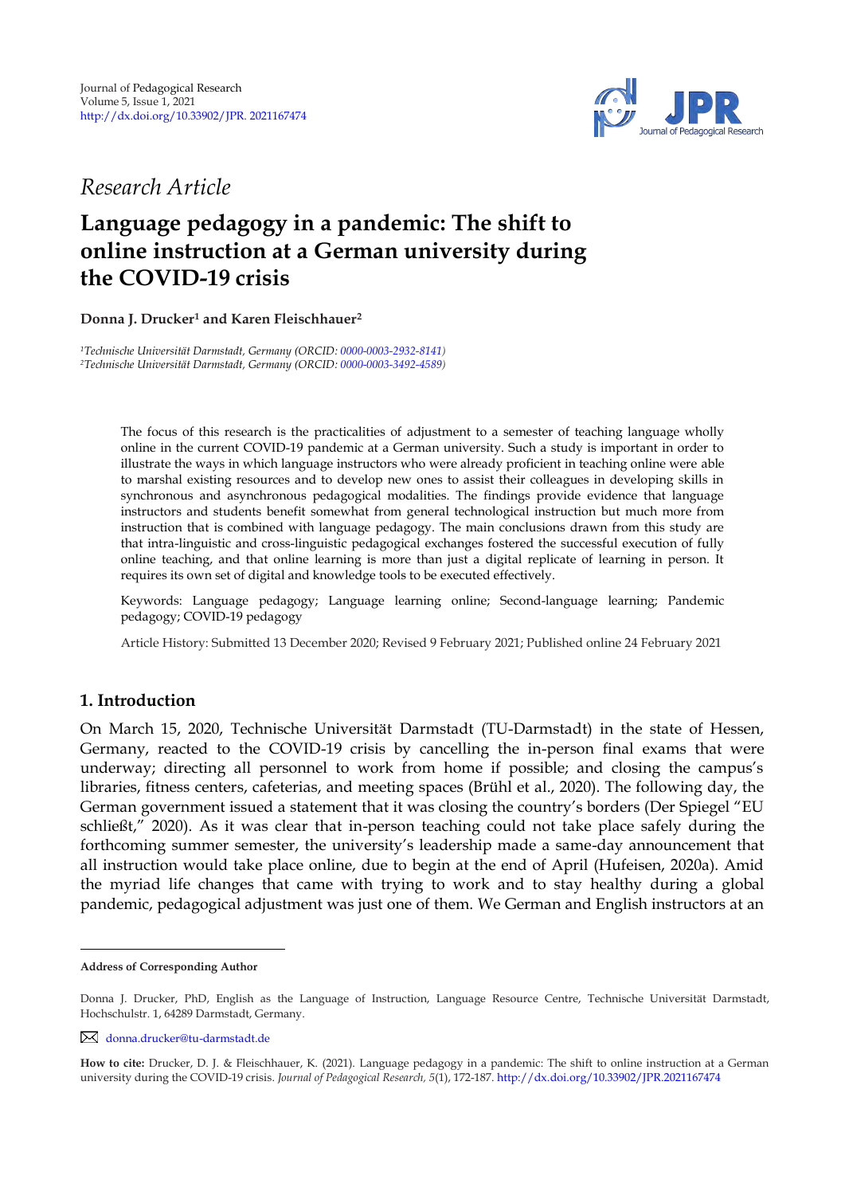Journal of Pedagogical Research
Volume 5, Issue 1, 2021
http://dx.doi.org/10.33902/JPR. 2021167474

*Research Article*

# Language pedagogy in a pandemic: The shift to online instruction at a German university during the COVID-19 crisis

**Donna J. Drucker[1] and Karen Fleischhauer[2]**

*[1]Technische Universität Darmstadt, Germany (ORCID: 0000-0003-2932-8141)*
*[2]Technische Universität Darmstadt, Germany (ORCID: 0000-0003-3492-4589)*

The focus of this research is the practicalities of adjustment to a semester of teaching language wholly online in the current COVID-19 pandemic at a German university. Such a study is important in order to illustrate the ways in which language instructors who were already proficient in teaching online were able to marshal existing resources and to develop new ones to assist their colleagues in developing skills in synchronous and asynchronous pedagogical modalities. The findings provide evidence that language instructors and students benefit somewhat from general technological instruction but much more from instruction that is combined with language pedagogy. The main conclusions drawn from this study are that intra-linguistic and cross-linguistic pedagogical exchanges fostered the successful execution of fully online teaching, and that online learning is more than just a digital replicate of learning in person. It requires its own set of digital and knowledge tools to be executed effectively.

Keywords: Language pedagogy; Language learning online; Second-language learning; Pandemic pedagogy; COVID-19 pedagogy

Article History: Submitted 13 December 2020; Revised 9 February 2021; Published online 24 February 2021

## 1. Introduction

On March 15, 2020, Technische Universität Darmstadt (TU-Darmstadt) in the state of Hessen, Germany, reacted to the COVID-19 crisis by cancelling the in-person final exams that were underway; directing all personnel to work from home if possible; and closing the campus's libraries, fitness centers, cafeterias, and meeting spaces (Brühl et al., 2020). The following day, the German government issued a statement that it was closing the country's borders (Der Spiegel "EU schließt," 2020). As it was clear that in-person teaching could not take place safely during the forthcoming summer semester, the university's leadership made a same-day announcement that all instruction would take place online, due to begin at the end of April (Hufeisen, 2020a). Amid the myriad life changes that came with trying to work and to stay healthy during a global pandemic, pedagogical adjustment was just one of them. We German and English instructors at an

---

**Address of Corresponding Author**

Donna J. Drucker, PhD, English as the Language of Instruction, Language Resource Centre, Technische Universität Darmstadt, Hochschulstr. 1, 64289 Darmstadt, Germany.

donna.drucker@tu-darmstadt.de

**How to cite:** Drucker, D. J. & Fleischhauer, K. (2021). Language pedagogy in a pandemic: The shift to online instruction at a German university during the COVID-19 crisis. *Journal of Pedagogical Research, 5*(1), 172-187. http://dx.doi.org/10.33902/JPR.2021167474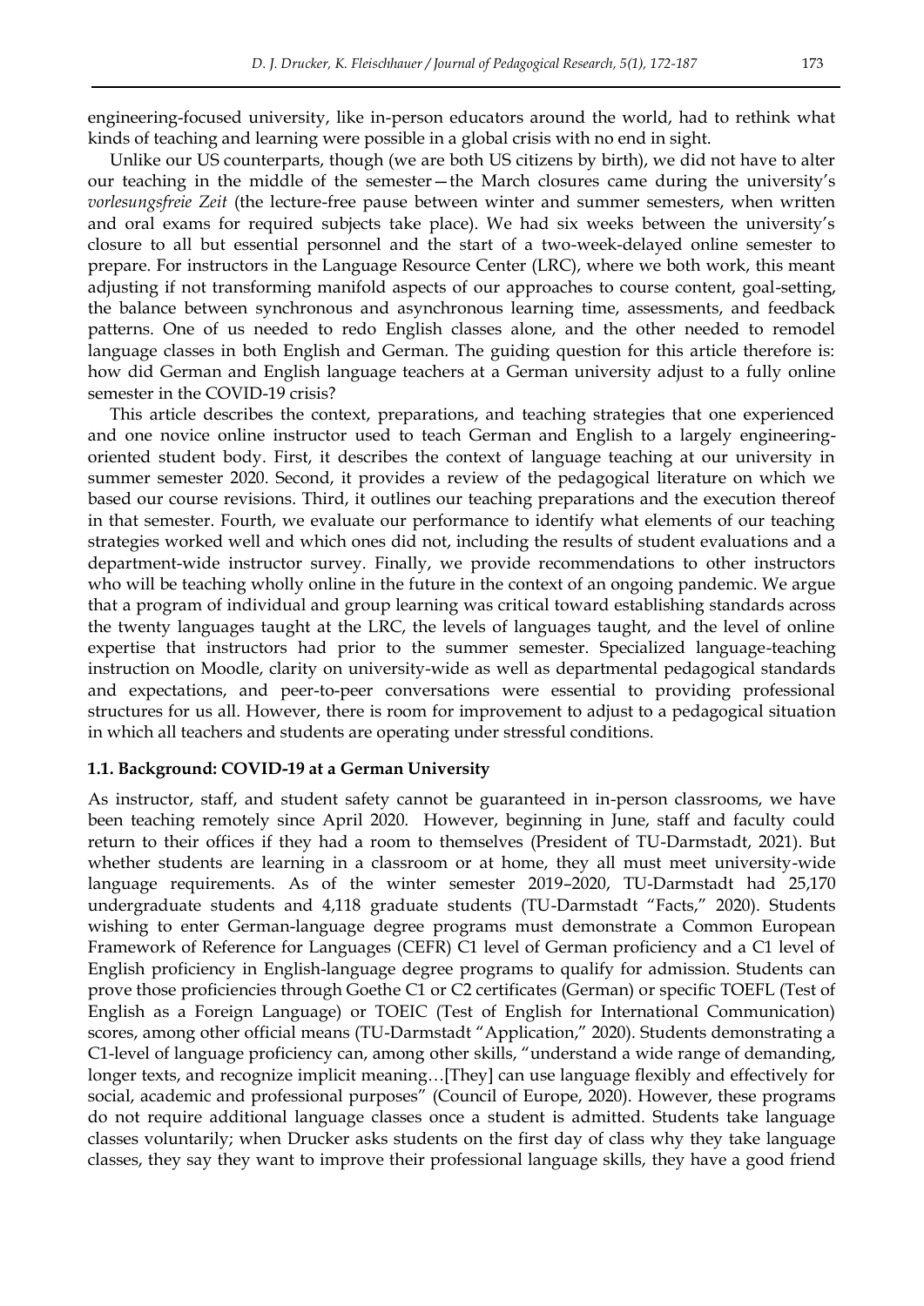engineering-focused university, like in-person educators around the world, had to rethink what kinds of teaching and learning were possible in a global crisis with no end in sight.

Unlike our US counterparts, though (we are both US citizens by birth), we did not have to alter our teaching in the middle of the semester—the March closures came during the university's *vorlesungsfreie Zeit* (the lecture-free pause between winter and summer semesters, when written and oral exams for required subjects take place). We had six weeks between the university's closure to all but essential personnel and the start of a two-week-delayed online semester to prepare. For instructors in the Language Resource Center (LRC), where we both work, this meant adjusting if not transforming manifold aspects of our approaches to course content, goal-setting, the balance between synchronous and asynchronous learning time, assessments, and feedback patterns. One of us needed to redo English classes alone, and the other needed to remodel language classes in both English and German. The guiding question for this article therefore is: how did German and English language teachers at a German university adjust to a fully online semester in the COVID-19 crisis?

This article describes the context, preparations, and teaching strategies that one experienced and one novice online instructor used to teach German and English to a largely engineering-oriented student body. First, it describes the context of language teaching at our university in summer semester 2020. Second, it provides a review of the pedagogical literature on which we based our course revisions. Third, it outlines our teaching preparations and the execution thereof in that semester. Fourth, we evaluate our performance to identify what elements of our teaching strategies worked well and which ones did not, including the results of student evaluations and a department-wide instructor survey. Finally, we provide recommendations to other instructors who will be teaching wholly online in the future in the context of an ongoing pandemic. We argue that a program of individual and group learning was critical toward establishing standards across the twenty languages taught at the LRC, the levels of languages taught, and the level of online expertise that instructors had prior to the summer semester. Specialized language-teaching instruction on Moodle, clarity on university-wide as well as departmental pedagogical standards and expectations, and peer-to-peer conversations were essential to providing professional structures for us all. However, there is room for improvement to adjust to a pedagogical situation in which all teachers and students are operating under stressful conditions.

### 1.1. Background: COVID-19 at a German University

As instructor, staff, and student safety cannot be guaranteed in in-person classrooms, we have been teaching remotely since April 2020. However, beginning in June, staff and faculty could return to their offices if they had a room to themselves (President of TU-Darmstadt, 2021). But whether students are learning in a classroom or at home, they all must meet university-wide language requirements. As of the winter semester 2019–2020, TU-Darmstadt had 25,170 undergraduate students and 4,118 graduate students (TU-Darmstadt "Facts," 2020). Students wishing to enter German-language degree programs must demonstrate a Common European Framework of Reference for Languages (CEFR) C1 level of German proficiency and a C1 level of English proficiency in English-language degree programs to qualify for admission. Students can prove those proficiencies through Goethe C1 or C2 certificates (German) or specific TOEFL (Test of English as a Foreign Language) or TOEIC (Test of English for International Communication) scores, among other official means (TU-Darmstadt "Application," 2020). Students demonstrating a C1-level of language proficiency can, among other skills, "understand a wide range of demanding, longer texts, and recognize implicit meaning…[They] can use language flexibly and effectively for social, academic and professional purposes" (Council of Europe, 2020). However, these programs do not require additional language classes once a student is admitted. Students take language classes voluntarily; when Drucker asks students on the first day of class why they take language classes, they say they want to improve their professional language skills, they have a good friend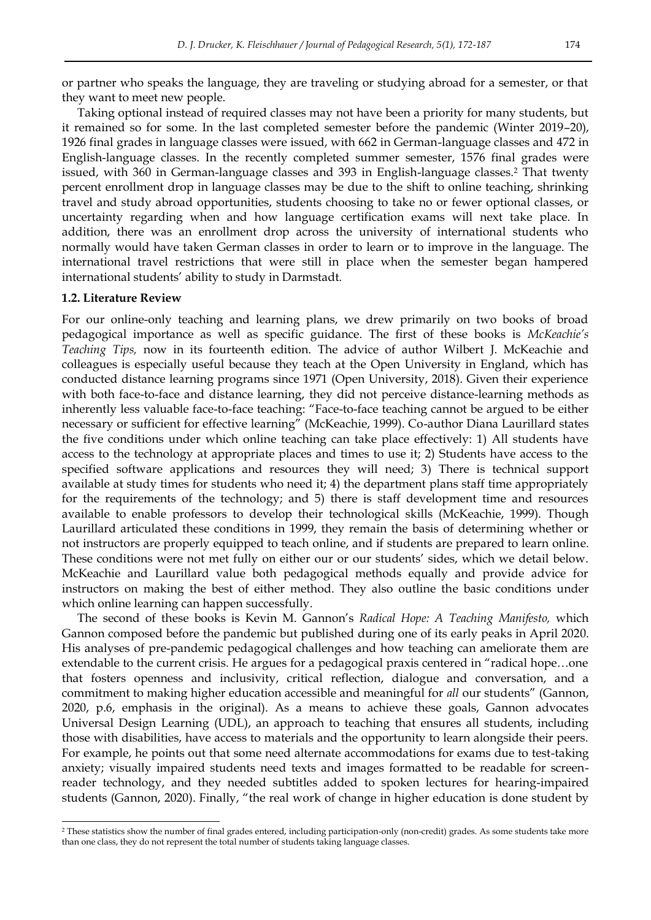or partner who speaks the language, they are traveling or studying abroad for a semester, or that they want to meet new people.

Taking optional instead of required classes may not have been a priority for many students, but it remained so for some. In the last completed semester before the pandemic (Winter 2019–20), 1926 final grades in language classes were issued, with 662 in German-language classes and 472 in English-language classes. In the recently completed summer semester, 1576 final grades were issued, with 360 in German-language classes and 393 in English-language classes.[2] That twenty percent enrollment drop in language classes may be due to the shift to online teaching, shrinking travel and study abroad opportunities, students choosing to take no or fewer optional classes, or uncertainty regarding when and how language certification exams will next take place. In addition, there was an enrollment drop across the university of international students who normally would have taken German classes in order to learn or to improve in the language. The international travel restrictions that were still in place when the semester began hampered international students' ability to study in Darmstadt.

### 1.2. Literature Review

For our online-only teaching and learning plans, we drew primarily on two books of broad pedagogical importance as well as specific guidance. The first of these books is *McKeachie's Teaching Tips,* now in its fourteenth edition. The advice of author Wilbert J. McKeachie and colleagues is especially useful because they teach at the Open University in England, which has conducted distance learning programs since 1971 (Open University, 2018). Given their experience with both face-to-face and distance learning, they did not perceive distance-learning methods as inherently less valuable face-to-face teaching: "Face-to-face teaching cannot be argued to be either necessary or sufficient for effective learning" (McKeachie, 1999). Co-author Diana Laurillard states the five conditions under which online teaching can take place effectively: 1) All students have access to the technology at appropriate places and times to use it; 2) Students have access to the specified software applications and resources they will need; 3) There is technical support available at study times for students who need it; 4) the department plans staff time appropriately for the requirements of the technology; and 5) there is staff development time and resources available to enable professors to develop their technological skills (McKeachie, 1999). Though Laurillard articulated these conditions in 1999, they remain the basis of determining whether or not instructors are properly equipped to teach online, and if students are prepared to learn online. These conditions were not met fully on either our or our students' sides, which we detail below. McKeachie and Laurillard value both pedagogical methods equally and provide advice for instructors on making the best of either method. They also outline the basic conditions under which online learning can happen successfully.

The second of these books is Kevin M. Gannon's *Radical Hope: A Teaching Manifesto,* which Gannon composed before the pandemic but published during one of its early peaks in April 2020. His analyses of pre-pandemic pedagogical challenges and how teaching can ameliorate them are extendable to the current crisis. He argues for a pedagogical praxis centered in "radical hope…one that fosters openness and inclusivity, critical reflection, dialogue and conversation, and a commitment to making higher education accessible and meaningful for *all* our students" (Gannon, 2020, p.6, emphasis in the original). As a means to achieve these goals, Gannon advocates Universal Design Learning (UDL), an approach to teaching that ensures all students, including those with disabilities, have access to materials and the opportunity to learn alongside their peers. For example, he points out that some need alternate accommodations for exams due to test-taking anxiety; visually impaired students need texts and images formatted to be readable for screen-reader technology, and they needed subtitles added to spoken lectures for hearing-impaired students (Gannon, 2020). Finally, "the real work of change in higher education is done student by

[2] These statistics show the number of final grades entered, including participation-only (non-credit) grades. As some students take more than one class, they do not represent the total number of students taking language classes.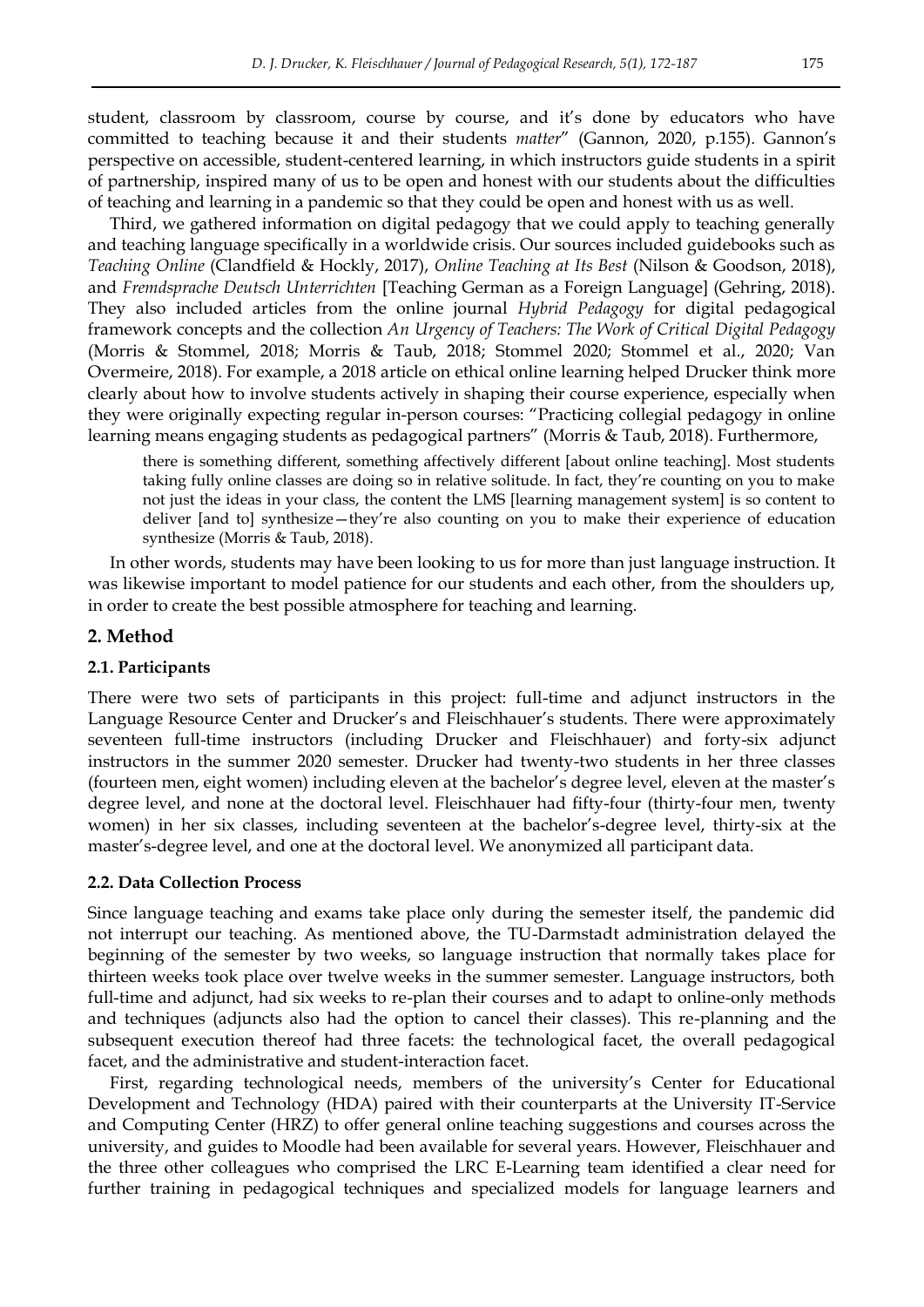student, classroom by classroom, course by course, and it's done by educators who have committed to teaching because it and their students *matter*" (Gannon, 2020, p.155). Gannon's perspective on accessible, student-centered learning, in which instructors guide students in a spirit of partnership, inspired many of us to be open and honest with our students about the difficulties of teaching and learning in a pandemic so that they could be open and honest with us as well.

Third, we gathered information on digital pedagogy that we could apply to teaching generally and teaching language specifically in a worldwide crisis. Our sources included guidebooks such as *Teaching Online* (Clandfield & Hockly, 2017), *Online Teaching at Its Best* (Nilson & Goodson, 2018), and *Fremdsprache Deutsch Unterrichten* [Teaching German as a Foreign Language] (Gehring, 2018). They also included articles from the online journal *Hybrid Pedagogy* for digital pedagogical framework concepts and the collection *An Urgency of Teachers: The Work of Critical Digital Pedagogy* (Morris & Stommel, 2018; Morris & Taub, 2018; Stommel 2020; Stommel et al., 2020; Van Overmeire, 2018). For example, a 2018 article on ethical online learning helped Drucker think more clearly about how to involve students actively in shaping their course experience, especially when they were originally expecting regular in-person courses: "Practicing collegial pedagogy in online learning means engaging students as pedagogical partners" (Morris & Taub, 2018). Furthermore,

> there is something different, something affectively different [about online teaching]. Most students taking fully online classes are doing so in relative solitude. In fact, they're counting on you to make not just the ideas in your class, the content the LMS [learning management system] is so content to deliver [and to] synthesize—they're also counting on you to make their experience of education synthesize (Morris & Taub, 2018).

In other words, students may have been looking to us for more than just language instruction. It was likewise important to model patience for our students and each other, from the shoulders up, in order to create the best possible atmosphere for teaching and learning.

## 2. Method

### 2.1. Participants

There were two sets of participants in this project: full-time and adjunct instructors in the Language Resource Center and Drucker's and Fleischhauer's students. There were approximately seventeen full-time instructors (including Drucker and Fleischhauer) and forty-six adjunct instructors in the summer 2020 semester. Drucker had twenty-two students in her three classes (fourteen men, eight women) including eleven at the bachelor's degree level, eleven at the master's degree level, and none at the doctoral level. Fleischhauer had fifty-four (thirty-four men, twenty women) in her six classes, including seventeen at the bachelor's-degree level, thirty-six at the master's-degree level, and one at the doctoral level. We anonymized all participant data.

### 2.2. Data Collection Process

Since language teaching and exams take place only during the semester itself, the pandemic did not interrupt our teaching. As mentioned above, the TU-Darmstadt administration delayed the beginning of the semester by two weeks, so language instruction that normally takes place for thirteen weeks took place over twelve weeks in the summer semester. Language instructors, both full-time and adjunct, had six weeks to re-plan their courses and to adapt to online-only methods and techniques (adjuncts also had the option to cancel their classes). This re-planning and the subsequent execution thereof had three facets: the technological facet, the overall pedagogical facet, and the administrative and student-interaction facet.

First, regarding technological needs, members of the university's Center for Educational Development and Technology (HDA) paired with their counterparts at the University IT-Service and Computing Center (HRZ) to offer general online teaching suggestions and courses across the university, and guides to Moodle had been available for several years. However, Fleischhauer and the three other colleagues who comprised the LRC E-Learning team identified a clear need for further training in pedagogical techniques and specialized models for language learners and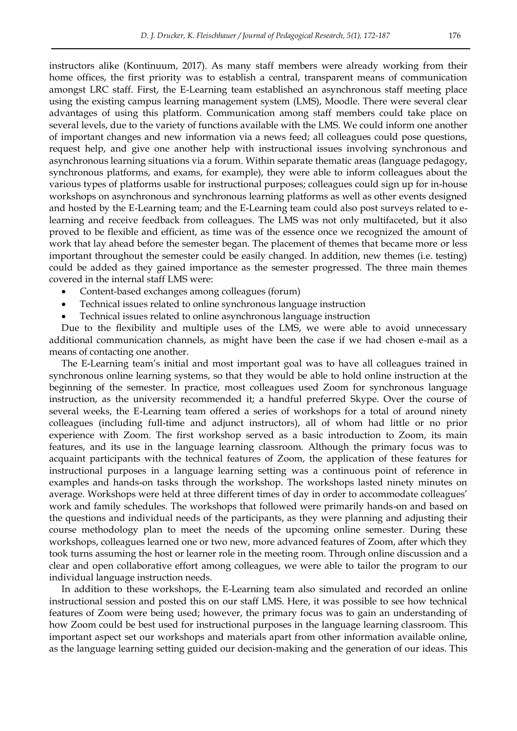instructors alike (Kontinuum, 2017). As many staff members were already working from their home offices, the first priority was to establish a central, transparent means of communication amongst LRC staff. First, the E-Learning team established an asynchronous staff meeting place using the existing campus learning management system (LMS), Moodle. There were several clear advantages of using this platform. Communication among staff members could take place on several levels, due to the variety of functions available with the LMS. We could inform one another of important changes and new information via a news feed; all colleagues could pose questions, request help, and give one another help with instructional issues involving synchronous and asynchronous learning situations via a forum. Within separate thematic areas (language pedagogy, synchronous platforms, and exams, for example), they were able to inform colleagues about the various types of platforms usable for instructional purposes; colleagues could sign up for in-house workshops on asynchronous and synchronous learning platforms as well as other events designed and hosted by the E-Learning team; and the E-Learning team could also post surveys related to e-learning and receive feedback from colleagues. The LMS was not only multifaceted, but it also proved to be flexible and efficient, as time was of the essence once we recognized the amount of work that lay ahead before the semester began. The placement of themes that became more or less important throughout the semester could be easily changed. In addition, new themes (i.e. testing) could be added as they gained importance as the semester progressed. The three main themes covered in the internal staff LMS were:

- Content-based exchanges among colleagues (forum)
- Technical issues related to online synchronous language instruction
- Technical issues related to online asynchronous language instruction

Due to the flexibility and multiple uses of the LMS, we were able to avoid unnecessary additional communication channels, as might have been the case if we had chosen e-mail as a means of contacting one another.

The E-Learning team's initial and most important goal was to have all colleagues trained in synchronous online learning systems, so that they would be able to hold online instruction at the beginning of the semester. In practice, most colleagues used Zoom for synchronous language instruction, as the university recommended it; a handful preferred Skype. Over the course of several weeks, the E-Learning team offered a series of workshops for a total of around ninety colleagues (including full-time and adjunct instructors), all of whom had little or no prior experience with Zoom. The first workshop served as a basic introduction to Zoom, its main features, and its use in the language learning classroom. Although the primary focus was to acquaint participants with the technical features of Zoom, the application of these features for instructional purposes in a language learning setting was a continuous point of reference in examples and hands-on tasks through the workshop. The workshops lasted ninety minutes on average. Workshops were held at three different times of day in order to accommodate colleagues' work and family schedules. The workshops that followed were primarily hands-on and based on the questions and individual needs of the participants, as they were planning and adjusting their course methodology plan to meet the needs of the upcoming online semester. During these workshops, colleagues learned one or two new, more advanced features of Zoom, after which they took turns assuming the host or learner role in the meeting room. Through online discussion and a clear and open collaborative effort among colleagues, we were able to tailor the program to our individual language instruction needs.

In addition to these workshops, the E-Learning team also simulated and recorded an online instructional session and posted this on our staff LMS. Here, it was possible to see how technical features of Zoom were being used; however, the primary focus was to gain an understanding of how Zoom could be best used for instructional purposes in the language learning classroom. This important aspect set our workshops and materials apart from other information available online, as the language learning setting guided our decision-making and the generation of our ideas. This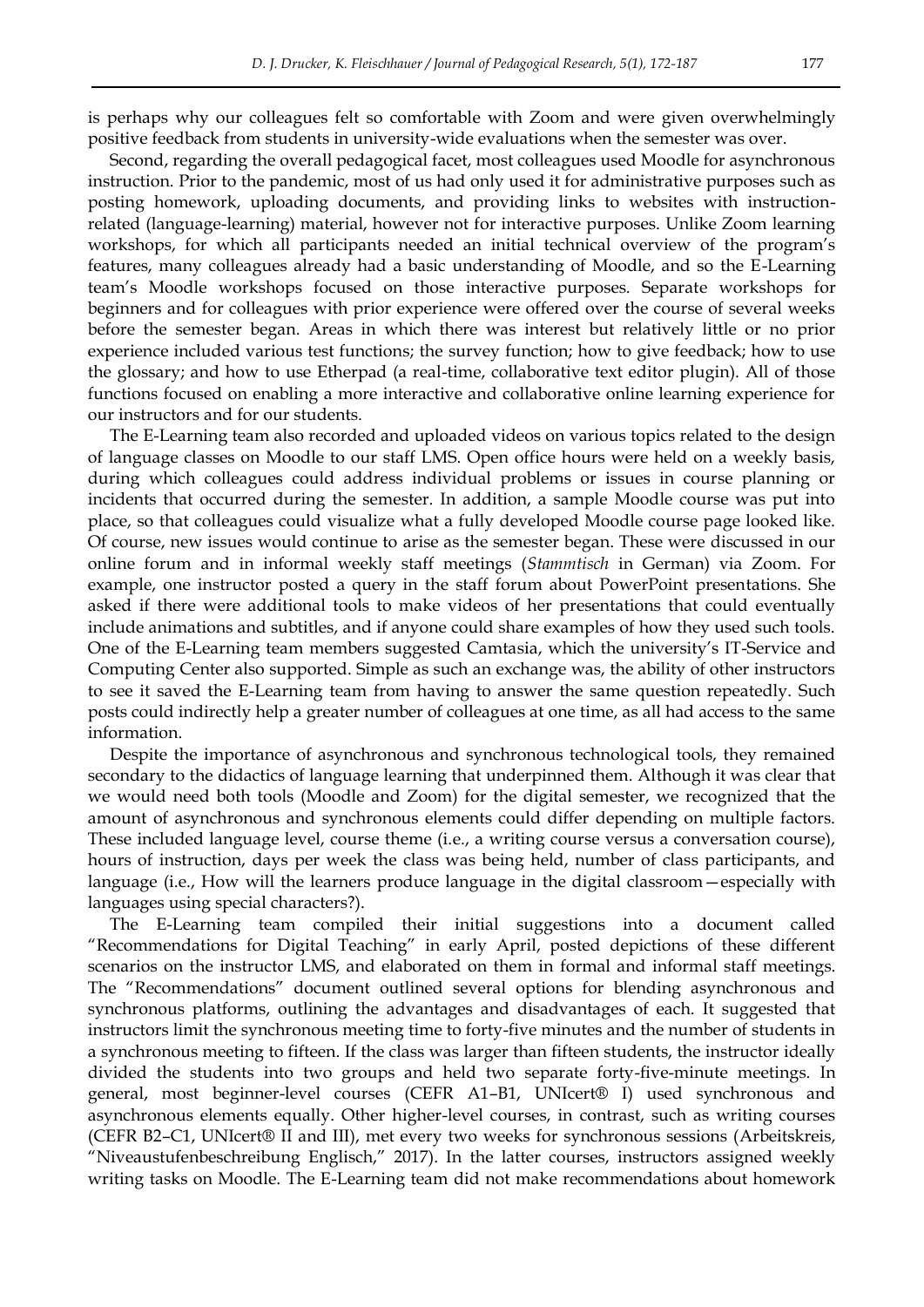is perhaps why our colleagues felt so comfortable with Zoom and were given overwhelmingly positive feedback from students in university-wide evaluations when the semester was over.

Second, regarding the overall pedagogical facet, most colleagues used Moodle for asynchronous instruction. Prior to the pandemic, most of us had only used it for administrative purposes such as posting homework, uploading documents, and providing links to websites with instruction-related (language-learning) material, however not for interactive purposes. Unlike Zoom learning workshops, for which all participants needed an initial technical overview of the program's features, many colleagues already had a basic understanding of Moodle, and so the E-Learning team's Moodle workshops focused on those interactive purposes. Separate workshops for beginners and for colleagues with prior experience were offered over the course of several weeks before the semester began. Areas in which there was interest but relatively little or no prior experience included various test functions; the survey function; how to give feedback; how to use the glossary; and how to use Etherpad (a real-time, collaborative text editor plugin). All of those functions focused on enabling a more interactive and collaborative online learning experience for our instructors and for our students.

The E-Learning team also recorded and uploaded videos on various topics related to the design of language classes on Moodle to our staff LMS. Open office hours were held on a weekly basis, during which colleagues could address individual problems or issues in course planning or incidents that occurred during the semester. In addition, a sample Moodle course was put into place, so that colleagues could visualize what a fully developed Moodle course page looked like. Of course, new issues would continue to arise as the semester began. These were discussed in our online forum and in informal weekly staff meetings (*Stammtisch* in German) via Zoom. For example, one instructor posted a query in the staff forum about PowerPoint presentations. She asked if there were additional tools to make videos of her presentations that could eventually include animations and subtitles, and if anyone could share examples of how they used such tools. One of the E-Learning team members suggested Camtasia, which the university's IT-Service and Computing Center also supported. Simple as such an exchange was, the ability of other instructors to see it saved the E-Learning team from having to answer the same question repeatedly. Such posts could indirectly help a greater number of colleagues at one time, as all had access to the same information.

Despite the importance of asynchronous and synchronous technological tools, they remained secondary to the didactics of language learning that underpinned them. Although it was clear that we would need both tools (Moodle and Zoom) for the digital semester, we recognized that the amount of asynchronous and synchronous elements could differ depending on multiple factors. These included language level, course theme (i.e., a writing course versus a conversation course), hours of instruction, days per week the class was being held, number of class participants, and language (i.e., How will the learners produce language in the digital classroom—especially with languages using special characters?).

The E-Learning team compiled their initial suggestions into a document called "Recommendations for Digital Teaching" in early April, posted depictions of these different scenarios on the instructor LMS, and elaborated on them in formal and informal staff meetings. The "Recommendations" document outlined several options for blending asynchronous and synchronous platforms, outlining the advantages and disadvantages of each. It suggested that instructors limit the synchronous meeting time to forty-five minutes and the number of students in a synchronous meeting to fifteen. If the class was larger than fifteen students, the instructor ideally divided the students into two groups and held two separate forty-five-minute meetings. In general, most beginner-level courses (CEFR A1–B1, UNIcert® I) used synchronous and asynchronous elements equally. Other higher-level courses, in contrast, such as writing courses (CEFR B2–C1, UNIcert® II and III), met every two weeks for synchronous sessions (Arbeitskreis, "Niveaustufenbeschreibung Englisch," 2017). In the latter courses, instructors assigned weekly writing tasks on Moodle. The E-Learning team did not make recommendations about homework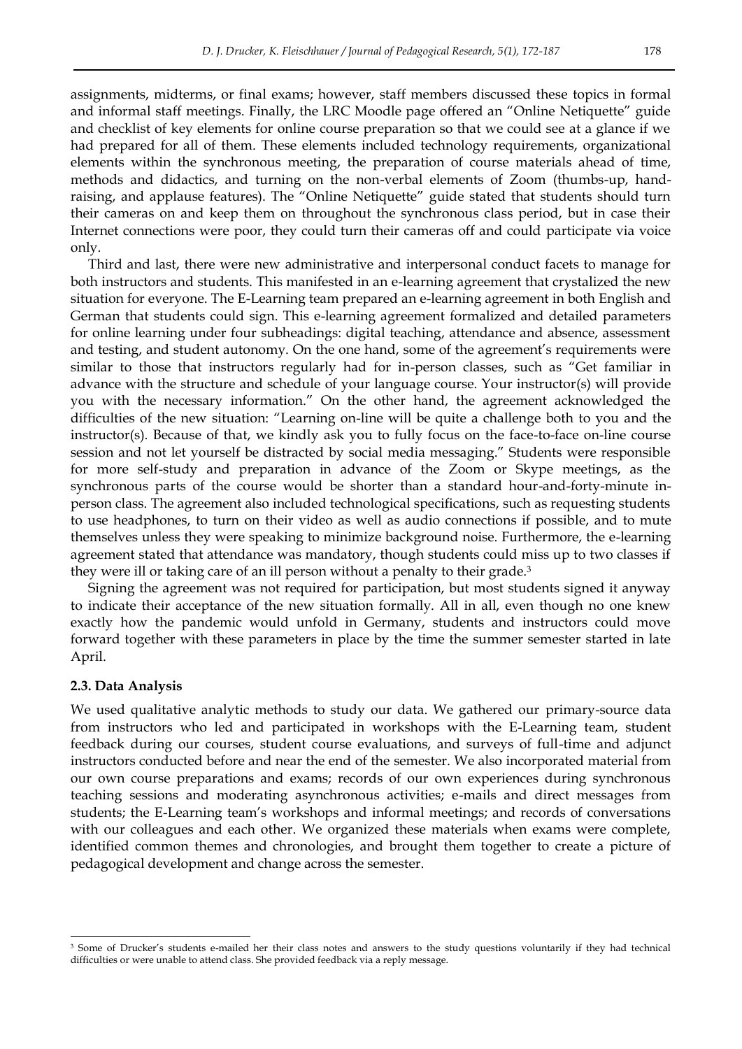assignments, midterms, or final exams; however, staff members discussed these topics in formal and informal staff meetings. Finally, the LRC Moodle page offered an "Online Netiquette" guide and checklist of key elements for online course preparation so that we could see at a glance if we had prepared for all of them. These elements included technology requirements, organizational elements within the synchronous meeting, the preparation of course materials ahead of time, methods and didactics, and turning on the non-verbal elements of Zoom (thumbs-up, hand-raising, and applause features). The "Online Netiquette" guide stated that students should turn their cameras on and keep them on throughout the synchronous class period, but in case their Internet connections were poor, they could turn their cameras off and could participate via voice only.

Third and last, there were new administrative and interpersonal conduct facets to manage for both instructors and students. This manifested in an e-learning agreement that crystalized the new situation for everyone. The E-Learning team prepared an e-learning agreement in both English and German that students could sign. This e-learning agreement formalized and detailed parameters for online learning under four subheadings: digital teaching, attendance and absence, assessment and testing, and student autonomy. On the one hand, some of the agreement's requirements were similar to those that instructors regularly had for in-person classes, such as "Get familiar in advance with the structure and schedule of your language course. Your instructor(s) will provide you with the necessary information." On the other hand, the agreement acknowledged the difficulties of the new situation: "Learning on-line will be quite a challenge both to you and the instructor(s). Because of that, we kindly ask you to fully focus on the face-to-face on-line course session and not let yourself be distracted by social media messaging." Students were responsible for more self-study and preparation in advance of the Zoom or Skype meetings, as the synchronous parts of the course would be shorter than a standard hour-and-forty-minute in-person class. The agreement also included technological specifications, such as requesting students to use headphones, to turn on their video as well as audio connections if possible, and to mute themselves unless they were speaking to minimize background noise. Furthermore, the e-learning agreement stated that attendance was mandatory, though students could miss up to two classes if they were ill or taking care of an ill person without a penalty to their grade.[3]

Signing the agreement was not required for participation, but most students signed it anyway to indicate their acceptance of the new situation formally. All in all, even though no one knew exactly how the pandemic would unfold in Germany, students and instructors could move forward together with these parameters in place by the time the summer semester started in late April.

### 2.3. Data Analysis

We used qualitative analytic methods to study our data. We gathered our primary-source data from instructors who led and participated in workshops with the E-Learning team, student feedback during our courses, student course evaluations, and surveys of full-time and adjunct instructors conducted before and near the end of the semester. We also incorporated material from our own course preparations and exams; records of our own experiences during synchronous teaching sessions and moderating asynchronous activities; e-mails and direct messages from students; the E-Learning team's workshops and informal meetings; and records of conversations with our colleagues and each other. We organized these materials when exams were complete, identified common themes and chronologies, and brought them together to create a picture of pedagogical development and change across the semester.

[3] Some of Drucker's students e-mailed her their class notes and answers to the study questions voluntarily if they had technical difficulties or were unable to attend class. She provided feedback via a reply message.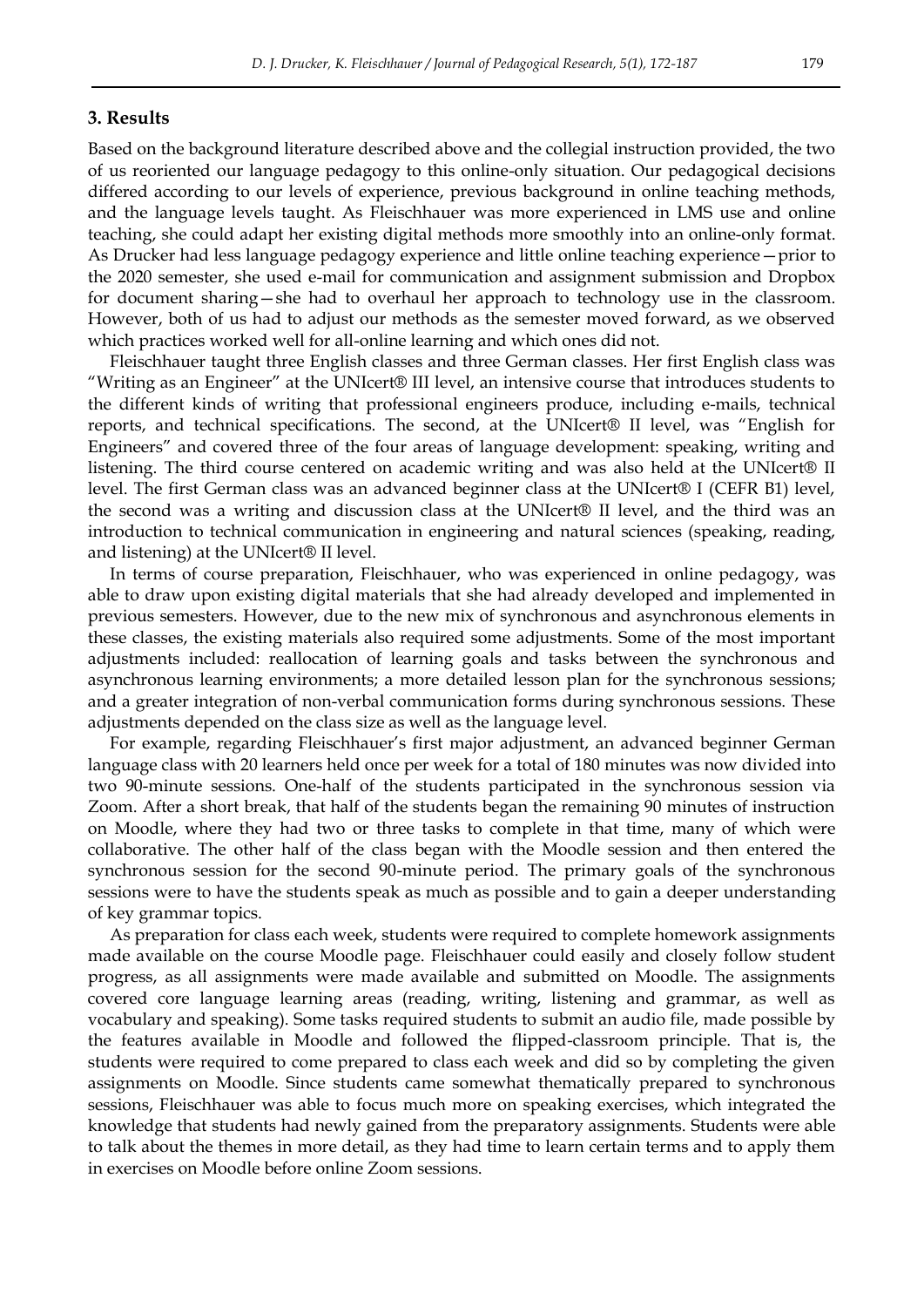## 3. Results

Based on the background literature described above and the collegial instruction provided, the two of us reoriented our language pedagogy to this online-only situation. Our pedagogical decisions differed according to our levels of experience, previous background in online teaching methods, and the language levels taught. As Fleischhauer was more experienced in LMS use and online teaching, she could adapt her existing digital methods more smoothly into an online-only format. As Drucker had less language pedagogy experience and little online teaching experience—prior to the 2020 semester, she used e-mail for communication and assignment submission and Dropbox for document sharing—she had to overhaul her approach to technology use in the classroom. However, both of us had to adjust our methods as the semester moved forward, as we observed which practices worked well for all-online learning and which ones did not.

Fleischhauer taught three English classes and three German classes. Her first English class was "Writing as an Engineer" at the UNIcert® III level, an intensive course that introduces students to the different kinds of writing that professional engineers produce, including e-mails, technical reports, and technical specifications. The second, at the UNIcert® II level, was "English for Engineers" and covered three of the four areas of language development: speaking, writing and listening. The third course centered on academic writing and was also held at the UNIcert® II level. The first German class was an advanced beginner class at the UNIcert® I (CEFR B1) level, the second was a writing and discussion class at the UNIcert® II level, and the third was an introduction to technical communication in engineering and natural sciences (speaking, reading, and listening) at the UNIcert® II level.

In terms of course preparation, Fleischhauer, who was experienced in online pedagogy, was able to draw upon existing digital materials that she had already developed and implemented in previous semesters. However, due to the new mix of synchronous and asynchronous elements in these classes, the existing materials also required some adjustments. Some of the most important adjustments included: reallocation of learning goals and tasks between the synchronous and asynchronous learning environments; a more detailed lesson plan for the synchronous sessions; and a greater integration of non-verbal communication forms during synchronous sessions. These adjustments depended on the class size as well as the language level.

For example, regarding Fleischhauer's first major adjustment, an advanced beginner German language class with 20 learners held once per week for a total of 180 minutes was now divided into two 90-minute sessions. One-half of the students participated in the synchronous session via Zoom. After a short break, that half of the students began the remaining 90 minutes of instruction on Moodle, where they had two or three tasks to complete in that time, many of which were collaborative. The other half of the class began with the Moodle session and then entered the synchronous session for the second 90-minute period. The primary goals of the synchronous sessions were to have the students speak as much as possible and to gain a deeper understanding of key grammar topics.

As preparation for class each week, students were required to complete homework assignments made available on the course Moodle page. Fleischhauer could easily and closely follow student progress, as all assignments were made available and submitted on Moodle. The assignments covered core language learning areas (reading, writing, listening and grammar, as well as vocabulary and speaking). Some tasks required students to submit an audio file, made possible by the features available in Moodle and followed the flipped-classroom principle. That is, the students were required to come prepared to class each week and did so by completing the given assignments on Moodle. Since students came somewhat thematically prepared to synchronous sessions, Fleischhauer was able to focus much more on speaking exercises, which integrated the knowledge that students had newly gained from the preparatory assignments. Students were able to talk about the themes in more detail, as they had time to learn certain terms and to apply them in exercises on Moodle before online Zoom sessions.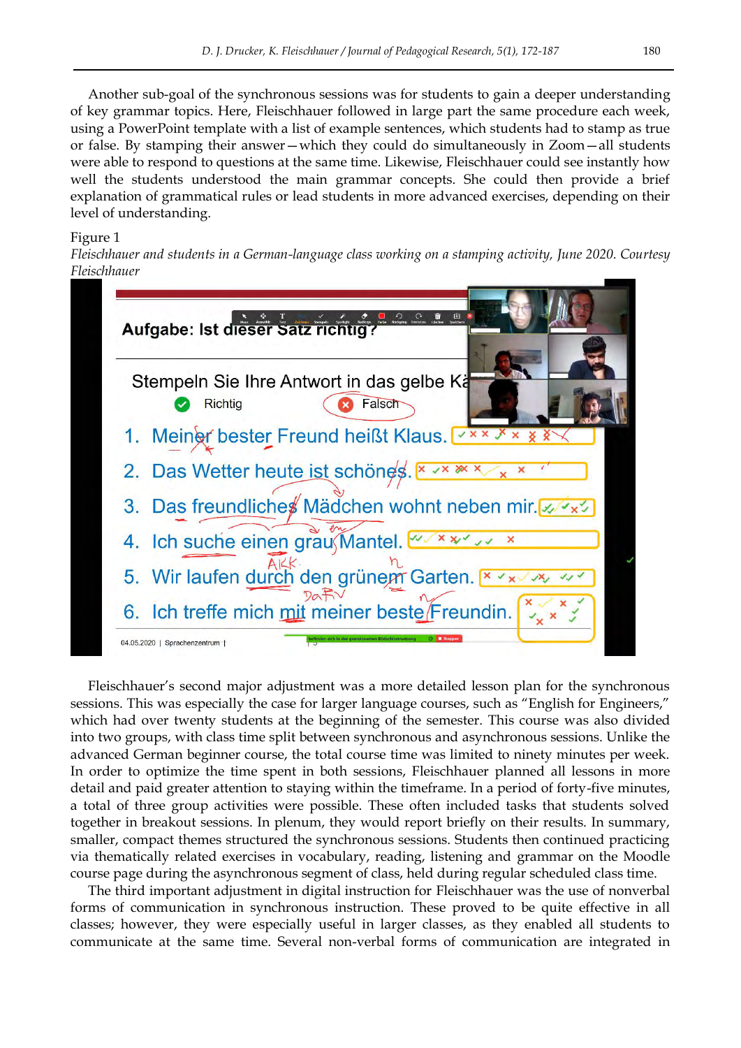Another sub-goal of the synchronous sessions was for students to gain a deeper understanding of key grammar topics. Here, Fleischhauer followed in large part the same procedure each week, using a PowerPoint template with a list of example sentences, which students had to stamp as true or false. By stamping their answer—which they could do simultaneously in Zoom—all students were able to respond to questions at the same time. Likewise, Fleischhauer could see instantly how well the students understood the main grammar concepts. She could then provide a brief explanation of grammatical rules or lead students in more advanced exercises, depending on their level of understanding.

Figure 1

*Fleischhauer and students in a German-language class working on a stamping activity, June 2020. Courtesy Fleischhauer*

Fleischhauer's second major adjustment was a more detailed lesson plan for the synchronous sessions. This was especially the case for larger language courses, such as "English for Engineers," which had over twenty students at the beginning of the semester. This course was also divided into two groups, with class time split between synchronous and asynchronous sessions. Unlike the advanced German beginner course, the total course time was limited to ninety minutes per week. In order to optimize the time spent in both sessions, Fleischhauer planned all lessons in more detail and paid greater attention to staying within the timeframe. In a period of forty-five minutes, a total of three group activities were possible. These often included tasks that students solved together in breakout sessions. In plenum, they would report briefly on their results. In summary, smaller, compact themes structured the synchronous sessions. Students then continued practicing via thematically related exercises in vocabulary, reading, listening and grammar on the Moodle course page during the asynchronous segment of class, held during regular scheduled class time.

The third important adjustment in digital instruction for Fleischhauer was the use of nonverbal forms of communication in synchronous instruction. These proved to be quite effective in all classes; however, they were especially useful in larger classes, as they enabled all students to communicate at the same time. Several non-verbal forms of communication are integrated in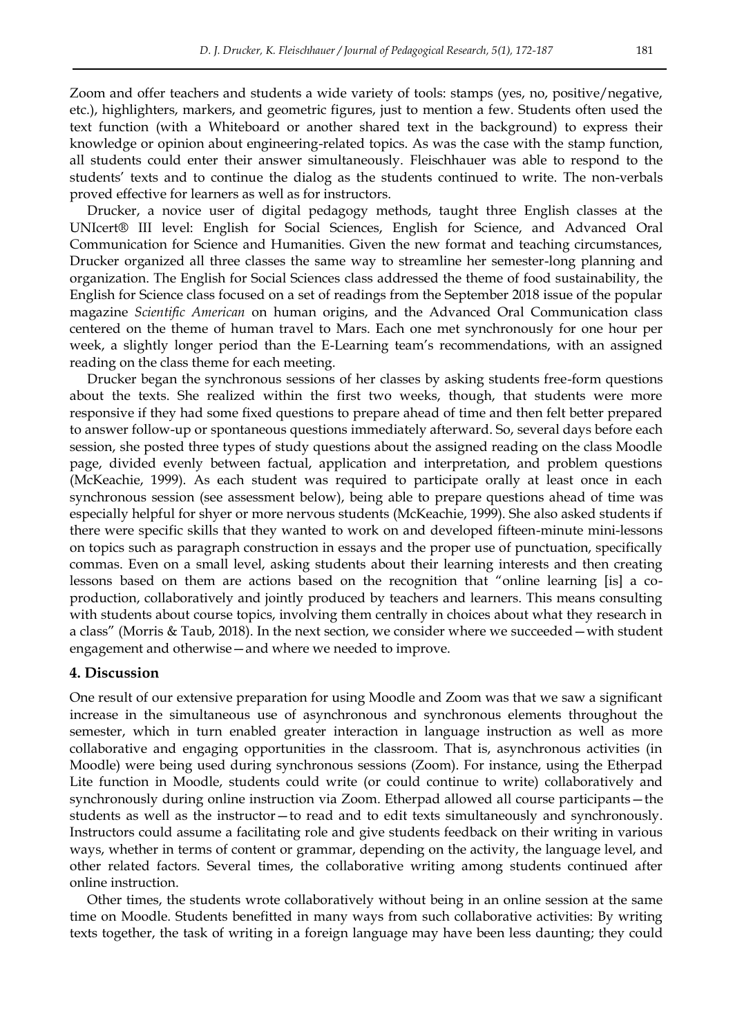Zoom and offer teachers and students a wide variety of tools: stamps (yes, no, positive/negative, etc.), highlighters, markers, and geometric figures, just to mention a few. Students often used the text function (with a Whiteboard or another shared text in the background) to express their knowledge or opinion about engineering-related topics. As was the case with the stamp function, all students could enter their answer simultaneously. Fleischhauer was able to respond to the students' texts and to continue the dialog as the students continued to write. The non-verbals proved effective for learners as well as for instructors.

Drucker, a novice user of digital pedagogy methods, taught three English classes at the UNIcert® III level: English for Social Sciences, English for Science, and Advanced Oral Communication for Science and Humanities. Given the new format and teaching circumstances, Drucker organized all three classes the same way to streamline her semester-long planning and organization. The English for Social Sciences class addressed the theme of food sustainability, the English for Science class focused on a set of readings from the September 2018 issue of the popular magazine *Scientific American* on human origins, and the Advanced Oral Communication class centered on the theme of human travel to Mars. Each one met synchronously for one hour per week, a slightly longer period than the E-Learning team's recommendations, with an assigned reading on the class theme for each meeting.

Drucker began the synchronous sessions of her classes by asking students free-form questions about the texts. She realized within the first two weeks, though, that students were more responsive if they had some fixed questions to prepare ahead of time and then felt better prepared to answer follow-up or spontaneous questions immediately afterward. So, several days before each session, she posted three types of study questions about the assigned reading on the class Moodle page, divided evenly between factual, application and interpretation, and problem questions (McKeachie, 1999). As each student was required to participate orally at least once in each synchronous session (see assessment below), being able to prepare questions ahead of time was especially helpful for shyer or more nervous students (McKeachie, 1999). She also asked students if there were specific skills that they wanted to work on and developed fifteen-minute mini-lessons on topics such as paragraph construction in essays and the proper use of punctuation, specifically commas. Even on a small level, asking students about their learning interests and then creating lessons based on them are actions based on the recognition that "online learning [is] a co-production, collaboratively and jointly produced by teachers and learners. This means consulting with students about course topics, involving them centrally in choices about what they research in a class" (Morris & Taub, 2018). In the next section, we consider where we succeeded—with student engagement and otherwise—and where we needed to improve.

## 4. Discussion

One result of our extensive preparation for using Moodle and Zoom was that we saw a significant increase in the simultaneous use of asynchronous and synchronous elements throughout the semester, which in turn enabled greater interaction in language instruction as well as more collaborative and engaging opportunities in the classroom. That is, asynchronous activities (in Moodle) were being used during synchronous sessions (Zoom). For instance, using the Etherpad Lite function in Moodle, students could write (or could continue to write) collaboratively and synchronously during online instruction via Zoom. Etherpad allowed all course participants—the students as well as the instructor—to read and to edit texts simultaneously and synchronously. Instructors could assume a facilitating role and give students feedback on their writing in various ways, whether in terms of content or grammar, depending on the activity, the language level, and other related factors. Several times, the collaborative writing among students continued after online instruction.

Other times, the students wrote collaboratively without being in an online session at the same time on Moodle. Students benefitted in many ways from such collaborative activities: By writing texts together, the task of writing in a foreign language may have been less daunting; they could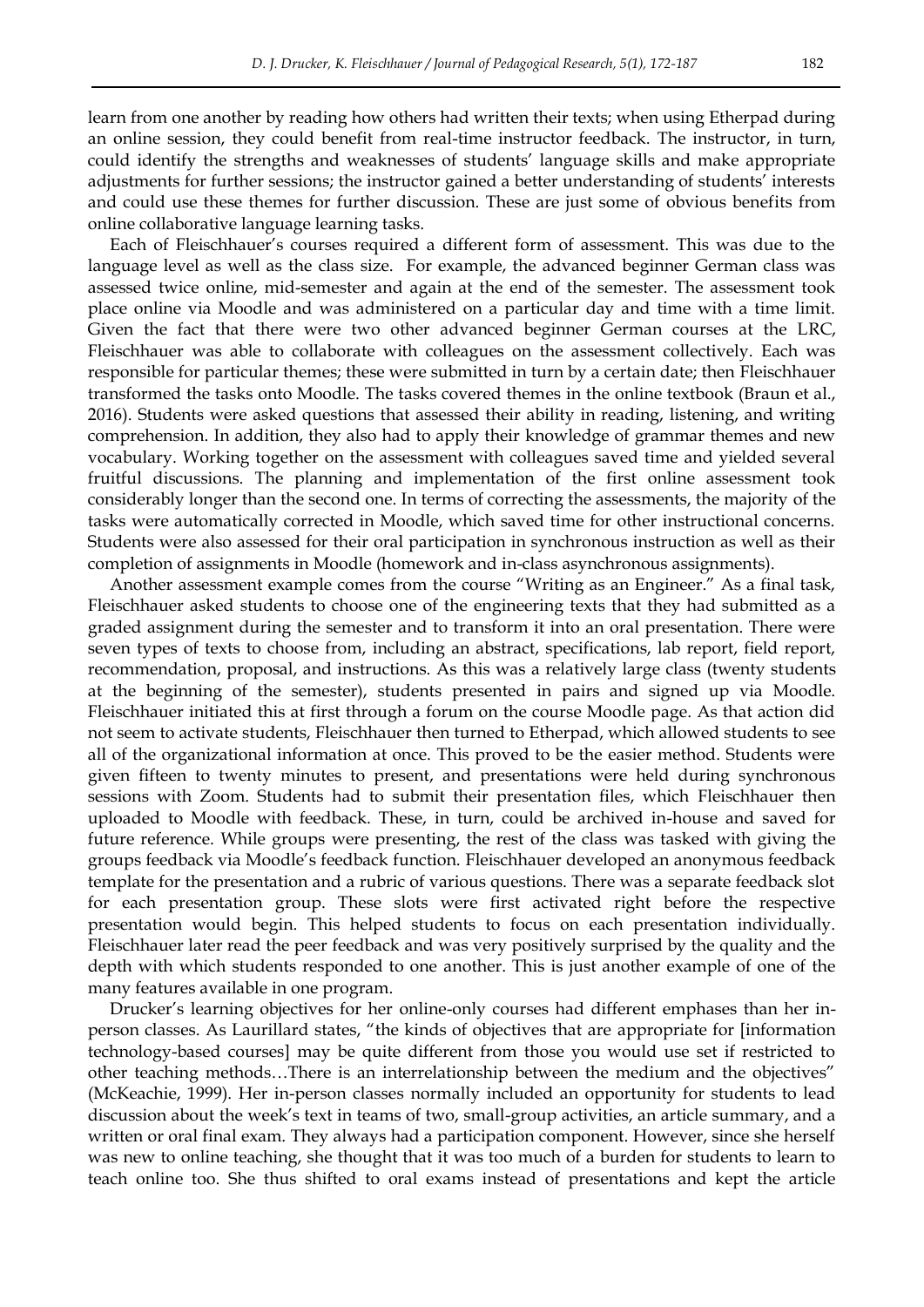learn from one another by reading how others had written their texts; when using Etherpad during an online session, they could benefit from real-time instructor feedback. The instructor, in turn, could identify the strengths and weaknesses of students' language skills and make appropriate adjustments for further sessions; the instructor gained a better understanding of students' interests and could use these themes for further discussion. These are just some of obvious benefits from online collaborative language learning tasks.

Each of Fleischhauer's courses required a different form of assessment. This was due to the language level as well as the class size. For example, the advanced beginner German class was assessed twice online, mid-semester and again at the end of the semester. The assessment took place online via Moodle and was administered on a particular day and time with a time limit. Given the fact that there were two other advanced beginner German courses at the LRC, Fleischhauer was able to collaborate with colleagues on the assessment collectively. Each was responsible for particular themes; these were submitted in turn by a certain date; then Fleischhauer transformed the tasks onto Moodle. The tasks covered themes in the online textbook (Braun et al., 2016). Students were asked questions that assessed their ability in reading, listening, and writing comprehension. In addition, they also had to apply their knowledge of grammar themes and new vocabulary. Working together on the assessment with colleagues saved time and yielded several fruitful discussions. The planning and implementation of the first online assessment took considerably longer than the second one. In terms of correcting the assessments, the majority of the tasks were automatically corrected in Moodle, which saved time for other instructional concerns. Students were also assessed for their oral participation in synchronous instruction as well as their completion of assignments in Moodle (homework and in-class asynchronous assignments).

Another assessment example comes from the course "Writing as an Engineer." As a final task, Fleischhauer asked students to choose one of the engineering texts that they had submitted as a graded assignment during the semester and to transform it into an oral presentation. There were seven types of texts to choose from, including an abstract, specifications, lab report, field report, recommendation, proposal, and instructions. As this was a relatively large class (twenty students at the beginning of the semester), students presented in pairs and signed up via Moodle. Fleischhauer initiated this at first through a forum on the course Moodle page. As that action did not seem to activate students, Fleischhauer then turned to Etherpad, which allowed students to see all of the organizational information at once. This proved to be the easier method. Students were given fifteen to twenty minutes to present, and presentations were held during synchronous sessions with Zoom. Students had to submit their presentation files, which Fleischhauer then uploaded to Moodle with feedback. These, in turn, could be archived in-house and saved for future reference. While groups were presenting, the rest of the class was tasked with giving the groups feedback via Moodle's feedback function. Fleischhauer developed an anonymous feedback template for the presentation and a rubric of various questions. There was a separate feedback slot for each presentation group. These slots were first activated right before the respective presentation would begin. This helped students to focus on each presentation individually. Fleischhauer later read the peer feedback and was very positively surprised by the quality and the depth with which students responded to one another. This is just another example of one of the many features available in one program.

Drucker's learning objectives for her online-only courses had different emphases than her in-person classes. As Laurillard states, "the kinds of objectives that are appropriate for [information technology-based courses] may be quite different from those you would use set if restricted to other teaching methods…There is an interrelationship between the medium and the objectives" (McKeachie, 1999). Her in-person classes normally included an opportunity for students to lead discussion about the week's text in teams of two, small-group activities, an article summary, and a written or oral final exam. They always had a participation component. However, since she herself was new to online teaching, she thought that it was too much of a burden for students to learn to teach online too. She thus shifted to oral exams instead of presentations and kept the article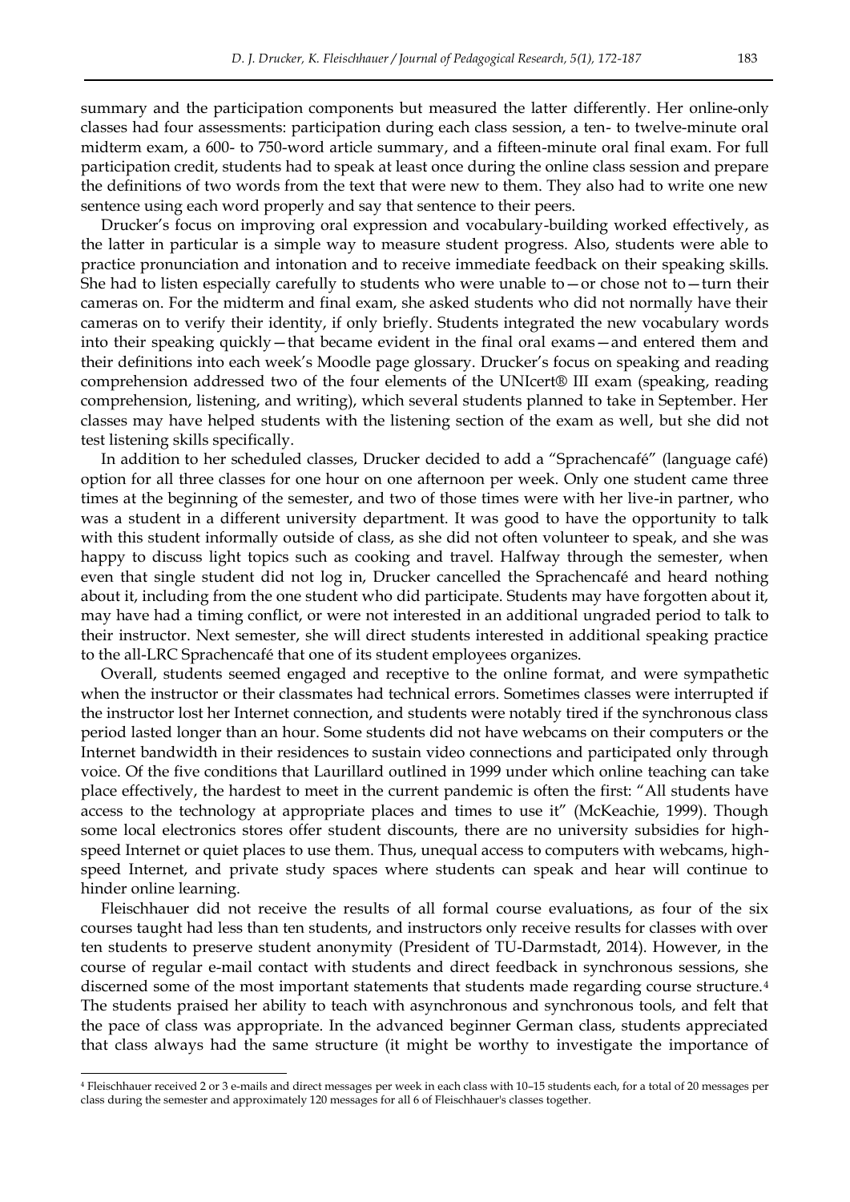summary and the participation components but measured the latter differently. Her online-only classes had four assessments: participation during each class session, a ten- to twelve-minute oral midterm exam, a 600- to 750-word article summary, and a fifteen-minute oral final exam. For full participation credit, students had to speak at least once during the online class session and prepare the definitions of two words from the text that were new to them. They also had to write one new sentence using each word properly and say that sentence to their peers.

Drucker's focus on improving oral expression and vocabulary-building worked effectively, as the latter in particular is a simple way to measure student progress. Also, students were able to practice pronunciation and intonation and to receive immediate feedback on their speaking skills. She had to listen especially carefully to students who were unable to—or chose not to—turn their cameras on. For the midterm and final exam, she asked students who did not normally have their cameras on to verify their identity, if only briefly. Students integrated the new vocabulary words into their speaking quickly—that became evident in the final oral exams—and entered them and their definitions into each week's Moodle page glossary. Drucker's focus on speaking and reading comprehension addressed two of the four elements of the UNIcert® III exam (speaking, reading comprehension, listening, and writing), which several students planned to take in September. Her classes may have helped students with the listening section of the exam as well, but she did not test listening skills specifically.

In addition to her scheduled classes, Drucker decided to add a "Sprachencafé" (language café) option for all three classes for one hour on one afternoon per week. Only one student came three times at the beginning of the semester, and two of those times were with her live-in partner, who was a student in a different university department. It was good to have the opportunity to talk with this student informally outside of class, as she did not often volunteer to speak, and she was happy to discuss light topics such as cooking and travel. Halfway through the semester, when even that single student did not log in, Drucker cancelled the Sprachencafé and heard nothing about it, including from the one student who did participate. Students may have forgotten about it, may have had a timing conflict, or were not interested in an additional ungraded period to talk to their instructor. Next semester, she will direct students interested in additional speaking practice to the all-LRC Sprachencafé that one of its student employees organizes.

Overall, students seemed engaged and receptive to the online format, and were sympathetic when the instructor or their classmates had technical errors. Sometimes classes were interrupted if the instructor lost her Internet connection, and students were notably tired if the synchronous class period lasted longer than an hour. Some students did not have webcams on their computers or the Internet bandwidth in their residences to sustain video connections and participated only through voice. Of the five conditions that Laurillard outlined in 1999 under which online teaching can take place effectively, the hardest to meet in the current pandemic is often the first: "All students have access to the technology at appropriate places and times to use it" (McKeachie, 1999). Though some local electronics stores offer student discounts, there are no university subsidies for high-speed Internet or quiet places to use them. Thus, unequal access to computers with webcams, high-speed Internet, and private study spaces where students can speak and hear will continue to hinder online learning.

Fleischhauer did not receive the results of all formal course evaluations, as four of the six courses taught had less than ten students, and instructors only receive results for classes with over ten students to preserve student anonymity (President of TU-Darmstadt, 2014). However, in the course of regular e-mail contact with students and direct feedback in synchronous sessions, she discerned some of the most important statements that students made regarding course structure.[4] The students praised her ability to teach with asynchronous and synchronous tools, and felt that the pace of class was appropriate. In the advanced beginner German class, students appreciated that class always had the same structure (it might be worthy to investigate the importance of

[4] Fleischhauer received 2 or 3 e-mails and direct messages per week in each class with 10–15 students each, for a total of 20 messages per class during the semester and approximately 120 messages for all 6 of Fleischhauer's classes together.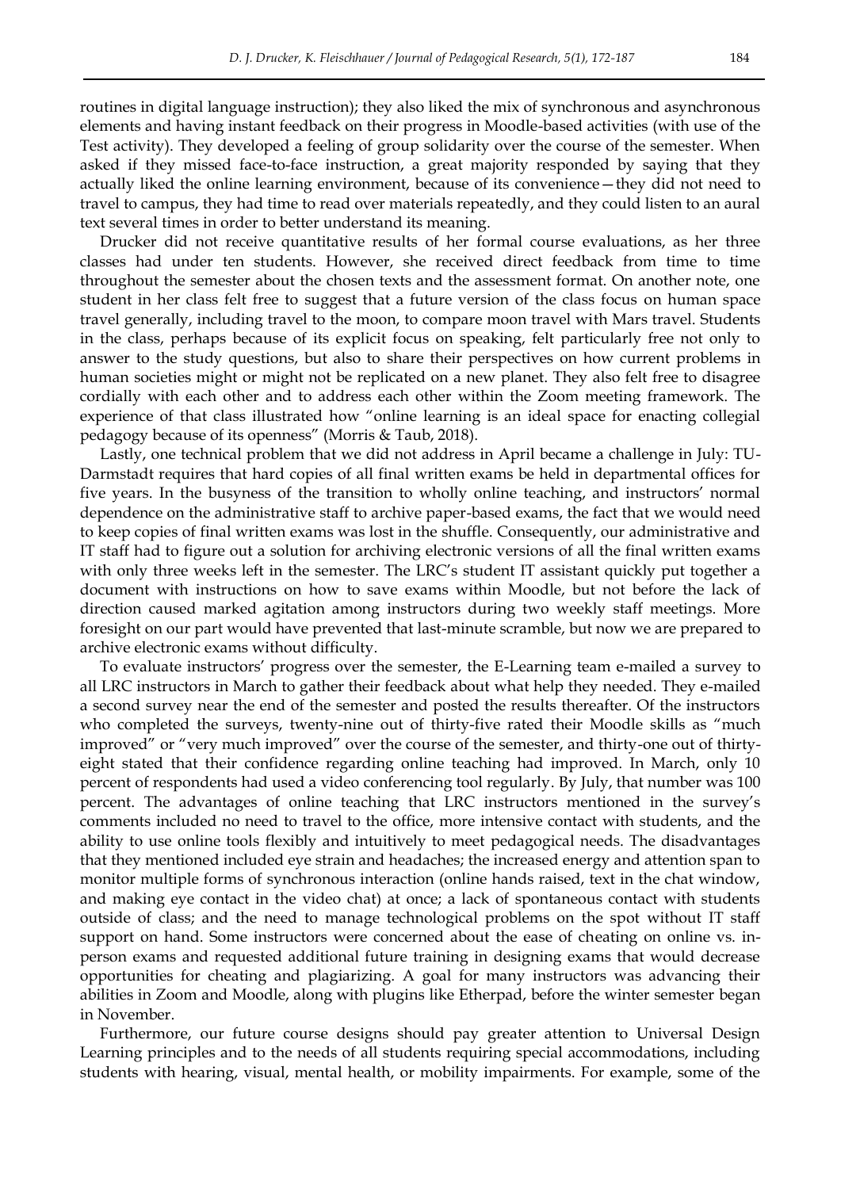routines in digital language instruction); they also liked the mix of synchronous and asynchronous elements and having instant feedback on their progress in Moodle-based activities (with use of the Test activity). They developed a feeling of group solidarity over the course of the semester. When asked if they missed face-to-face instruction, a great majority responded by saying that they actually liked the online learning environment, because of its convenience—they did not need to travel to campus, they had time to read over materials repeatedly, and they could listen to an aural text several times in order to better understand its meaning.

Drucker did not receive quantitative results of her formal course evaluations, as her three classes had under ten students. However, she received direct feedback from time to time throughout the semester about the chosen texts and the assessment format. On another note, one student in her class felt free to suggest that a future version of the class focus on human space travel generally, including travel to the moon, to compare moon travel with Mars travel. Students in the class, perhaps because of its explicit focus on speaking, felt particularly free not only to answer to the study questions, but also to share their perspectives on how current problems in human societies might or might not be replicated on a new planet. They also felt free to disagree cordially with each other and to address each other within the Zoom meeting framework. The experience of that class illustrated how "online learning is an ideal space for enacting collegial pedagogy because of its openness" (Morris & Taub, 2018).

Lastly, one technical problem that we did not address in April became a challenge in July: TU-Darmstadt requires that hard copies of all final written exams be held in departmental offices for five years. In the busyness of the transition to wholly online teaching, and instructors' normal dependence on the administrative staff to archive paper-based exams, the fact that we would need to keep copies of final written exams was lost in the shuffle. Consequently, our administrative and IT staff had to figure out a solution for archiving electronic versions of all the final written exams with only three weeks left in the semester. The LRC's student IT assistant quickly put together a document with instructions on how to save exams within Moodle, but not before the lack of direction caused marked agitation among instructors during two weekly staff meetings. More foresight on our part would have prevented that last-minute scramble, but now we are prepared to archive electronic exams without difficulty.

To evaluate instructors' progress over the semester, the E-Learning team e-mailed a survey to all LRC instructors in March to gather their feedback about what help they needed. They e-mailed a second survey near the end of the semester and posted the results thereafter. Of the instructors who completed the surveys, twenty-nine out of thirty-five rated their Moodle skills as "much improved" or "very much improved" over the course of the semester, and thirty-one out of thirty-eight stated that their confidence regarding online teaching had improved. In March, only 10 percent of respondents had used a video conferencing tool regularly. By July, that number was 100 percent. The advantages of online teaching that LRC instructors mentioned in the survey's comments included no need to travel to the office, more intensive contact with students, and the ability to use online tools flexibly and intuitively to meet pedagogical needs. The disadvantages that they mentioned included eye strain and headaches; the increased energy and attention span to monitor multiple forms of synchronous interaction (online hands raised, text in the chat window, and making eye contact in the video chat) at once; a lack of spontaneous contact with students outside of class; and the need to manage technological problems on the spot without IT staff support on hand. Some instructors were concerned about the ease of cheating on online vs. in-person exams and requested additional future training in designing exams that would decrease opportunities for cheating and plagiarizing. A goal for many instructors was advancing their abilities in Zoom and Moodle, along with plugins like Etherpad, before the winter semester began in November.

Furthermore, our future course designs should pay greater attention to Universal Design Learning principles and to the needs of all students requiring special accommodations, including students with hearing, visual, mental health, or mobility impairments. For example, some of the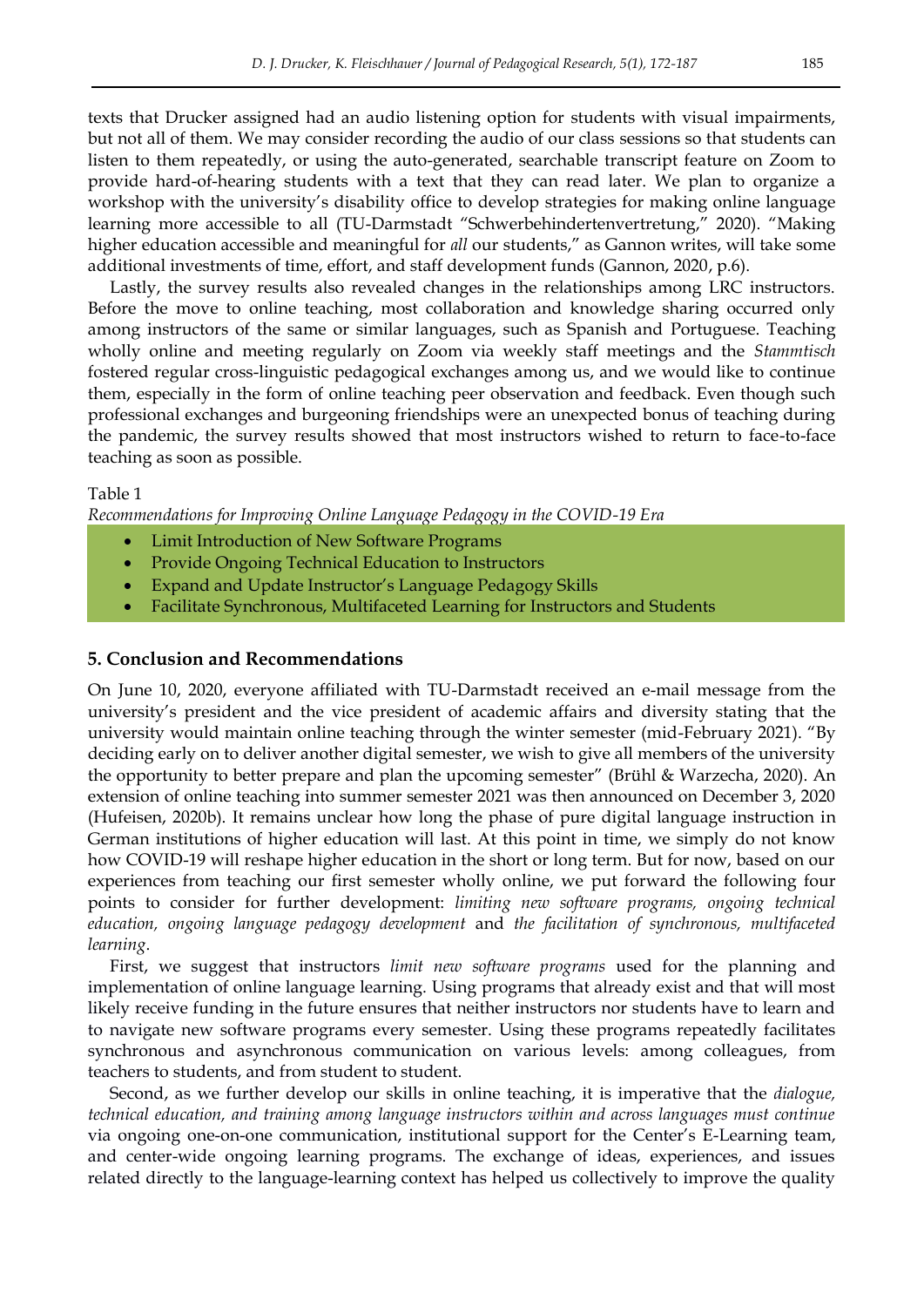texts that Drucker assigned had an audio listening option for students with visual impairments, but not all of them. We may consider recording the audio of our class sessions so that students can listen to them repeatedly, or using the auto-generated, searchable transcript feature on Zoom to provide hard-of-hearing students with a text that they can read later. We plan to organize a workshop with the university's disability office to develop strategies for making online language learning more accessible to all (TU-Darmstadt "Schwerbehindertenvertretung," 2020). "Making higher education accessible and meaningful for *all* our students," as Gannon writes, will take some additional investments of time, effort, and staff development funds (Gannon, 2020, p.6).

Lastly, the survey results also revealed changes in the relationships among LRC instructors. Before the move to online teaching, most collaboration and knowledge sharing occurred only among instructors of the same or similar languages, such as Spanish and Portuguese. Teaching wholly online and meeting regularly on Zoom via weekly staff meetings and the *Stammtisch* fostered regular cross-linguistic pedagogical exchanges among us, and we would like to continue them, especially in the form of online teaching peer observation and feedback. Even though such professional exchanges and burgeoning friendships were an unexpected bonus of teaching during the pandemic, the survey results showed that most instructors wished to return to face-to-face teaching as soon as possible.

Table 1

*Recommendations for Improving Online Language Pedagogy in the COVID-19 Era*

- Limit Introduction of New Software Programs
- Provide Ongoing Technical Education to Instructors
- Expand and Update Instructor's Language Pedagogy Skills
- Facilitate Synchronous, Multifaceted Learning for Instructors and Students

## 5. Conclusion and Recommendations

On June 10, 2020, everyone affiliated with TU-Darmstadt received an e-mail message from the university's president and the vice president of academic affairs and diversity stating that the university would maintain online teaching through the winter semester (mid-February 2021). "By deciding early on to deliver another digital semester, we wish to give all members of the university the opportunity to better prepare and plan the upcoming semester" (Brühl & Warzecha, 2020). An extension of online teaching into summer semester 2021 was then announced on December 3, 2020 (Hufeisen, 2020b). It remains unclear how long the phase of pure digital language instruction in German institutions of higher education will last. At this point in time, we simply do not know how COVID-19 will reshape higher education in the short or long term. But for now, based on our experiences from teaching our first semester wholly online, we put forward the following four points to consider for further development: *limiting new software programs, ongoing technical education, ongoing language pedagogy development* and *the facilitation of synchronous, multifaceted learning*.

First, we suggest that instructors *limit new software programs* used for the planning and implementation of online language learning. Using programs that already exist and that will most likely receive funding in the future ensures that neither instructors nor students have to learn and to navigate new software programs every semester. Using these programs repeatedly facilitates synchronous and asynchronous communication on various levels: among colleagues, from teachers to students, and from student to student.

Second, as we further develop our skills in online teaching, it is imperative that the *dialogue, technical education, and training among language instructors within and across languages must continue* via ongoing one-on-one communication, institutional support for the Center's E-Learning team, and center-wide ongoing learning programs. The exchange of ideas, experiences, and issues related directly to the language-learning context has helped us collectively to improve the quality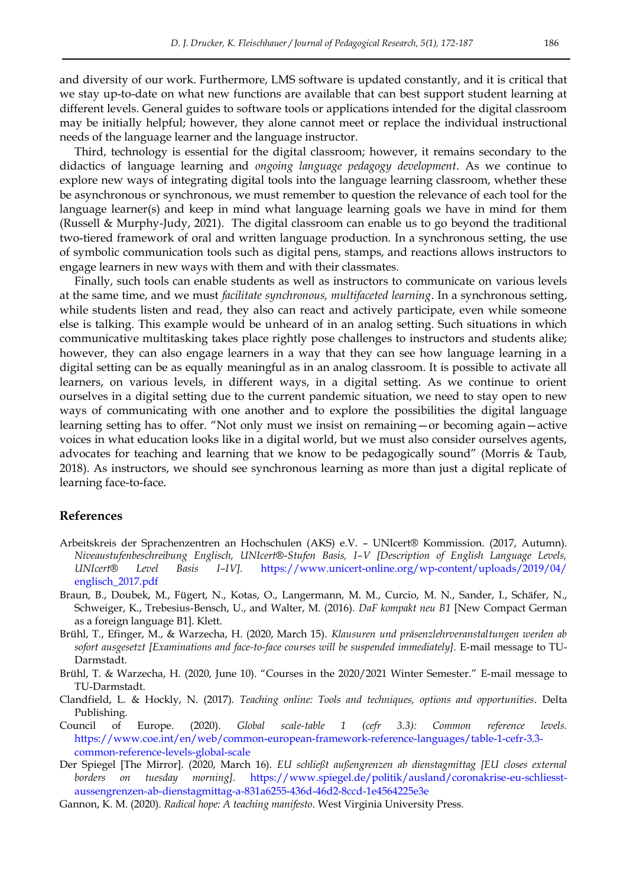and diversity of our work. Furthermore, LMS software is updated constantly, and it is critical that we stay up-to-date on what new functions are available that can best support student learning at different levels. General guides to software tools or applications intended for the digital classroom may be initially helpful; however, they alone cannot meet or replace the individual instructional needs of the language learner and the language instructor.

Third, technology is essential for the digital classroom; however, it remains secondary to the didactics of language learning and *ongoing language pedagogy development*. As we continue to explore new ways of integrating digital tools into the language learning classroom, whether these be asynchronous or synchronous, we must remember to question the relevance of each tool for the language learner(s) and keep in mind what language learning goals we have in mind for them (Russell & Murphy-Judy, 2021). The digital classroom can enable us to go beyond the traditional two-tiered framework of oral and written language production. In a synchronous setting, the use of symbolic communication tools such as digital pens, stamps, and reactions allows instructors to engage learners in new ways with them and with their classmates.

Finally, such tools can enable students as well as instructors to communicate on various levels at the same time, and we must *facilitate synchronous, multifaceted learning*. In a synchronous setting, while students listen and read, they also can react and actively participate, even while someone else is talking. This example would be unheard of in an analog setting. Such situations in which communicative multitasking takes place rightly pose challenges to instructors and students alike; however, they can also engage learners in a way that they can see how language learning in a digital setting can be as equally meaningful as in an analog classroom. It is possible to activate all learners, on various levels, in different ways, in a digital setting. As we continue to orient ourselves in a digital setting due to the current pandemic situation, we need to stay open to new ways of communicating with one another and to explore the possibilities the digital language learning setting has to offer. "Not only must we insist on remaining—or becoming again—active voices in what education looks like in a digital world, but we must also consider ourselves agents, advocates for teaching and learning that we know to be pedagogically sound" (Morris & Taub, 2018). As instructors, we should see synchronous learning as more than just a digital replicate of learning face-to-face.

## References

Arbeitskreis der Sprachenzentren an Hochschulen (AKS) e.V. – UNIcert® Kommission. (2017, Autumn). *Niveaustufenbeschreibung Englisch, UNIcert®-Stufen Basis, I–V [Description of English Language Levels, UNIcert® Level Basis I–IV].* https://www.unicert-online.org/wp-content/uploads/2019/04/englisch_2017.pdf

Braun, B., Doubek, M., Fügert, N., Kotas, O., Langermann, M. M., Curcio, M. N., Sander, I., Schäfer, N., Schweiger, K., Trebesius-Bensch, U., and Walter, M. (2016). *DaF kompakt neu B1* [New Compact German as a foreign language B1]. Klett.

Brühl, T., Efinger, M., & Warzecha, H. (2020, March 15). *Klausuren und präsenzlehrveranstaltungen werden ab sofort ausgesetzt [Examinations and face-to-face courses will be suspended immediately].* E-mail message to TU-Darmstadt.

Brühl, T. & Warzecha, H. (2020, June 10). "Courses in the 2020/2021 Winter Semester." E-mail message to TU-Darmstadt.

Clandfield, L. & Hockly, N. (2017). *Teaching online: Tools and techniques, options and opportunities*. Delta Publishing.

Council of Europe. (2020). *Global scale-table 1 (cefr 3.3): Common reference levels.* https://www.coe.int/en/web/common-european-framework-reference-languages/table-1-cefr-3.3-common-reference-levels-global-scale

Der Spiegel [The Mirror]. (2020, March 16). *EU schließt außengrenzen ab dienstagmittag [EU closes external borders on tuesday morning].* https://www.spiegel.de/politik/ausland/coronakrise-eu-schliesst-aussengrenzen-ab-dienstagmittag-a-831a6255-436d-46d2-8ccd-1e4564225e3e

Gannon, K. M. (2020). *Radical hope: A teaching manifesto*. West Virginia University Press.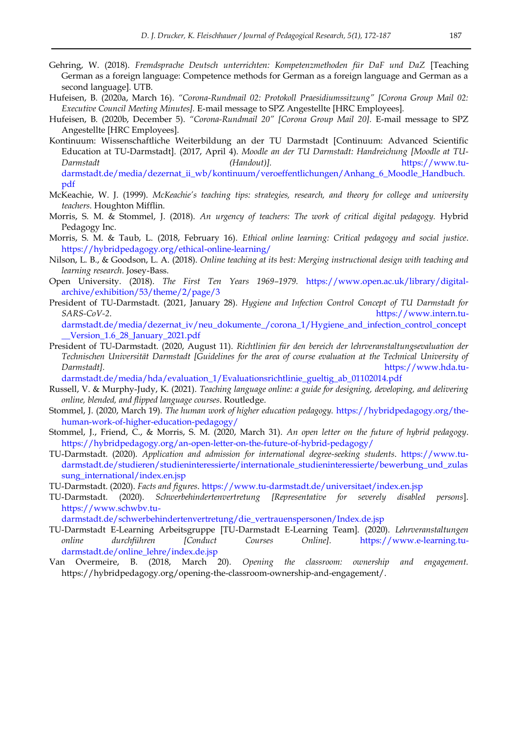Gehring, W. (2018). *Fremdsprache Deutsch unterrichten: Kompetenzmethoden für DaF und DaZ* [Teaching German as a foreign language: Competence methods for German as a foreign language and German as a second language]. UTB.

Hufeisen, B. (2020a, March 16). *"Corona-Rundmail 02: Protokoll Praesidiumssitzung" [Corona Group Mail 02: Executive Council Meeting Minutes].* E-mail message to SPZ Angestellte [HRC Employees].

Hufeisen, B. (2020b, December 5). *"Corona-Rundmail 20" [Corona Group Mail 20].* E-mail message to SPZ Angestellte [HRC Employees].

Kontinuum: Wissenschaftliche Weiterbildung an der TU Darmstadt [Continuum: Advanced Scientific Education at TU-Darmstadt]. (2017, April 4). *Moodle an der TU Darmstadt: Handreichung [Moodle at TU-Darmstadt (Handout)].* https://www.tu-darmstadt.de/media/dezernat_ii_wb/kontinuum/veroeffentlichungen/Anhang_6_Moodle_Handbuch.pdf

McKeachie, W. J. (1999). *McKeachie's teaching tips: strategies, research, and theory for college and university teachers*. Houghton Mifflin.

Morris, S. M. & Stommel, J. (2018). *An urgency of teachers: The work of critical digital pedagogy.* Hybrid Pedagogy Inc.

Morris, S. M. & Taub, L. (2018, February 16). *Ethical online learning: Critical pedagogy and social justice*. https://hybridpedagogy.org/ethical-online-learning/

Nilson, L. B., & Goodson, L. A. (2018). *Online teaching at its best: Merging instructional design with teaching and learning research*. Josey-Bass.

Open University. (2018). *The First Ten Years 1969–1979.* https://www.open.ac.uk/library/digital-archive/exhibition/53/theme/2/page/3

President of TU-Darmstadt. (2021, January 28). *Hygiene and Infection Control Concept of TU Darmstadt for SARS-CoV-2*. https://www.intern.tu-darmstadt.de/media/dezernat_iv/neu_dokumente_/corona_1/Hygiene_and_infection_control_concept__Version_1.6_28_January_2021.pdf

President of TU-Darmstadt. (2020, August 11). *Richtlinien für den bereich der lehrveranstaltungsevaluation der Technischen Universität Darmstadt [Guidelines for the area of course evaluation at the Technical University of Darmstadt].* https://www.hda.tu-darmstadt.de/media/hda/evaluation_1/Evaluationsrichtlinie_gueltig_ab_01102014.pdf

Russell, V. & Murphy-Judy, K. (2021). *Teaching language online: a guide for designing, developing, and delivering online, blended, and flipped language courses*. Routledge.

Stommel, J. (2020, March 19). *The human work of higher education pedagogy.* https://hybridpedagogy.org/the-human-work-of-higher-education-pedagogy/

Stommel, J., Friend, C., & Morris, S. M. (2020, March 31). *An open letter on the future of hybrid pedagogy*. https://hybridpedagogy.org/an-open-letter-on-the-future-of-hybrid-pedagogy/

TU-Darmstadt. (2020). *Application and admission for international degree-seeking students*. https://www.tu-darmstadt.de/studieren/studieninteressierte/internationale_studieninteressierte/bewerbung_und_zulassung_international/index.en.jsp

TU-Darmstadt. (2020). *Facts and figures*. https://www.tu-darmstadt.de/universitaet/index.en.jsp

TU-Darmstadt. (2020). *Schwerbehindertenvertretung [Representative for severely disabled persons*]. https://www.schwbv.tu-darmstadt.de/schwerbehindertenvertretung/die_vertrauenspersonen/Index.de.jsp

TU-Darmstadt E-Learning Arbeitsgruppe [TU-Darmstadt E-Learning Team]. (2020). *Lehrveranstaltungen online durchführen [Conduct Courses Online].* https://www.e-learning.tu-darmstadt.de/online_lehre/index.de.jsp

Van Overmeire, B. (2018, March 20). *Opening the classroom: ownership and engagement.* https://hybridpedagogy.org/opening-the-classroom-ownership-and-engagement/.